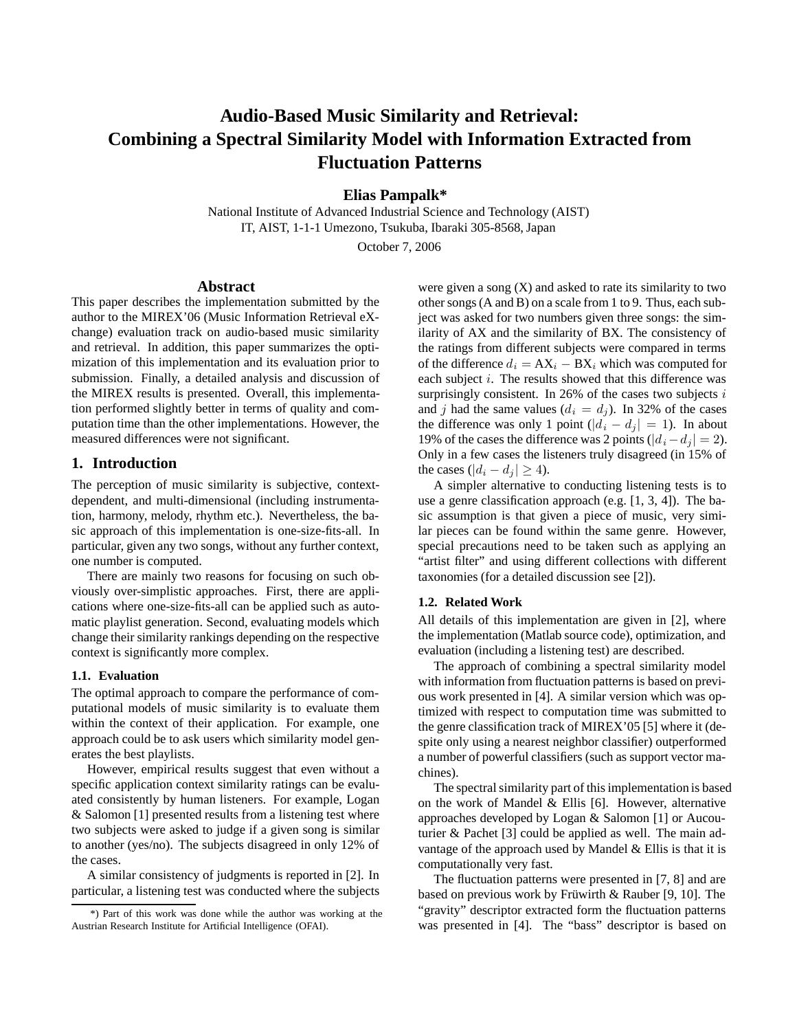# Audio-Based Music Similarity and Retrieval: Combining a Spectral Similarity Model with Information Extracted from Fluctuation Patterns

**Elias Pampalk***

National Institute of Advanced Industrial Science and Technology (AIST)
IT, AIST, 1-1-1 Umezono, Tsukuba, Ibaraki 305-8568, Japan

October 7, 2006

## Abstract

This paper describes the implementation submitted by the author to the MIREX'06 (Music Information Retrieval eXchange) evaluation track on audio-based music similarity and retrieval. In addition, this paper summarizes the optimization of this implementation and its evaluation prior to submission. Finally, a detailed analysis and discussion of the MIREX results is presented. Overall, this implementation performed slightly better in terms of quality and computation time than the other implementations. However, the measured differences were not significant.

## 1. Introduction

The perception of music similarity is subjective, context-dependent, and multi-dimensional (including instrumentation, harmony, melody, rhythm etc.). Nevertheless, the basic approach of this implementation is one-size-fits-all. In particular, given any two songs, without any further context, one number is computed.

There are mainly two reasons for focusing on such obviously over-simplistic approaches. First, there are applications where one-size-fits-all can be applied such as automatic playlist generation. Second, evaluating models which change their similarity rankings depending on the respective context is significantly more complex.

### 1.1. Evaluation

The optimal approach to compare the performance of computational models of music similarity is to evaluate them within the context of their application. For example, one approach could be to ask users which similarity model generates the best playlists.

However, empirical results suggest that even without a specific application context similarity ratings can be evaluated consistently by human listeners. For example, Logan & Salomon [1] presented results from a listening test where two subjects were asked to judge if a given song is similar to another (yes/no). The subjects disagreed in only 12% of the cases.

A similar consistency of judgments is reported in [2]. In particular, a listening test was conducted where the subjects were given a song (X) and asked to rate its similarity to two other songs (A and B) on a scale from 1 to 9. Thus, each subject was asked for two numbers given three songs: the similarity of AX and the similarity of BX. The consistency of the ratings from different subjects were compared in terms of the difference $d_i = \mathrm{AX}_i - \mathrm{BX}_i$ which was computed for each subject $i$. The results showed that this difference was surprisingly consistent. In 26% of the cases two subjects $i$ and $j$ had the same values ($d_i = d_j$). In 32% of the cases the difference was only 1 point ($|d_i - d_j| = 1$). In about 19% of the cases the difference was 2 points ($|d_i - d_j| = 2$). Only in a few cases the listeners truly disagreed (in 15% of the cases ($|d_i - d_j| \geq 4$).

A simpler alternative to conducting listening tests is to use a genre classification approach (e.g. [1, 3, 4]). The basic assumption is that given a piece of music, very similar pieces can be found within the same genre. However, special precautions need to be taken such as applying an "artist filter" and using different collections with different taxonomies (for a detailed discussion see [2]).

### 1.2. Related Work

All details of this implementation are given in [2], where the implementation (Matlab source code), optimization, and evaluation (including a listening test) are described.

The approach of combining a spectral similarity model with information from fluctuation patterns is based on previous work presented in [4]. A similar version which was optimized with respect to computation time was submitted to the genre classification track of MIREX'05 [5] where it (despite only using a nearest neighbor classifier) outperformed a number of powerful classifiers (such as support vector machines).

The spectral similarity part of this implementation is based on the work of Mandel & Ellis [6]. However, alternative approaches developed by Logan & Salomon [1] or Aucouturier & Pachet [3] could be applied as well. The main advantage of the approach used by Mandel & Ellis is that it is computationally very fast.

The fluctuation patterns were presented in [7, 8] and are based on previous work by Früwirth & Rauber [9, 10]. The "gravity" descriptor extracted form the fluctuation patterns was presented in [4]. The "bass" descriptor is based on

*) Part of this work was done while the author was working at the Austrian Research Institute for Artificial Intelligence (OFAI).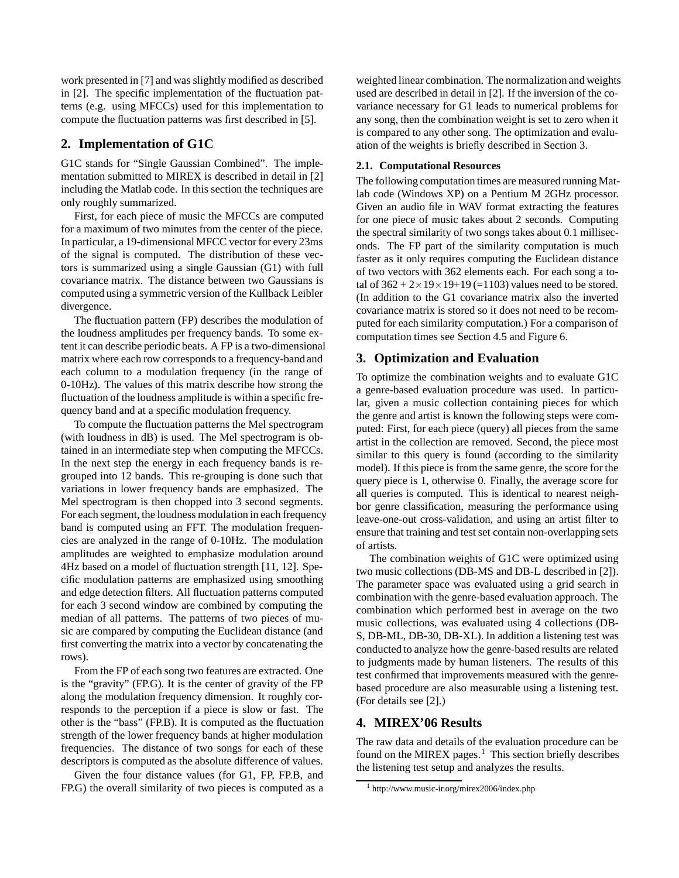work presented in [7] and was slightly modified as described in [2]. The specific implementation of the fluctuation patterns (e.g. using MFCCs) used for this implementation to compute the fluctuation patterns was first described in [5].

## 2. Implementation of G1C

G1C stands for "Single Gaussian Combined". The implementation submitted to MIREX is described in detail in [2] including the Matlab code. In this section the techniques are only roughly summarized.

First, for each piece of music the MFCCs are computed for a maximum of two minutes from the center of the piece. In particular, a 19-dimensional MFCC vector for every 23ms of the signal is computed. The distribution of these vectors is summarized using a single Gaussian (G1) with full covariance matrix. The distance between two Gaussians is computed using a symmetric version of the Kullback Leibler divergence.

The fluctuation pattern (FP) describes the modulation of the loudness amplitudes per frequency bands. To some extent it can describe periodic beats. A FP is a two-dimensional matrix where each row corresponds to a frequency-band and each column to a modulation frequency (in the range of 0-10Hz). The values of this matrix describe how strong the fluctuation of the loudness amplitude is within a specific frequency band and at a specific modulation frequency.

To compute the fluctuation patterns the Mel spectrogram (with loudness in dB) is used. The Mel spectrogram is obtained in an intermediate step when computing the MFCCs. In the next step the energy in each frequency bands is regrouped into 12 bands. This re-grouping is done such that variations in lower frequency bands are emphasized. The Mel spectrogram is then chopped into 3 second segments. For each segment, the loudness modulation in each frequency band is computed using an FFT. The modulation frequencies are analyzed in the range of 0-10Hz. The modulation amplitudes are weighted to emphasize modulation around 4Hz based on a model of fluctuation strength [11, 12]. Specific modulation patterns are emphasized using smoothing and edge detection filters. All fluctuation patterns computed for each 3 second window are combined by computing the median of all patterns. The patterns of two pieces of music are compared by computing the Euclidean distance (and first converting the matrix into a vector by concatenating the rows).

From the FP of each song two features are extracted. One is the "gravity" (FP.G). It is the center of gravity of the FP along the modulation frequency dimension. It roughly corresponds to the perception if a piece is slow or fast. The other is the "bass" (FP.B). It is computed as the fluctuation strength of the lower frequency bands at higher modulation frequencies. The distance of two songs for each of these descriptors is computed as the absolute difference of values.

Given the four distance values (for G1, FP, FP.B, and FP.G) the overall similarity of two pieces is computed as a weighted linear combination. The normalization and weights used are described in detail in [2]. If the inversion of the covariance necessary for G1 leads to numerical problems for any song, then the combination weight is set to zero when it is compared to any other song. The optimization and evaluation of the weights is briefly described in Section 3.

### 2.1. Computational Resources

The following computation times are measured running Matlab code (Windows XP) on a Pentium M 2GHz processor. Given an audio file in WAV format extracting the features for one piece of music takes about 2 seconds. Computing the spectral similarity of two songs takes about 0.1 milliseconds. The FP part of the similarity computation is much faster as it only requires computing the Euclidean distance of two vectors with 362 elements each. For each song a total of $362 + 2\times19\times19+19$ (=1103) values need to be stored. (In addition to the G1 covariance matrix also the inverted covariance matrix is stored so it does not need to be recomputed for each similarity computation.) For a comparison of computation times see Section 4.5 and Figure 6.

## 3. Optimization and Evaluation

To optimize the combination weights and to evaluate G1C a genre-based evaluation procedure was used. In particular, given a music collection containing pieces for which the genre and artist is known the following steps were computed: First, for each piece (query) all pieces from the same artist in the collection are removed. Second, the piece most similar to this query is found (according to the similarity model). If this piece is from the same genre, the score for the query piece is 1, otherwise 0. Finally, the average score for all queries is computed. This is identical to nearest neighbor genre classification, measuring the performance using leave-one-out cross-validation, and using an artist filter to ensure that training and test set contain non-overlapping sets of artists.

The combination weights of G1C were optimized using two music collections (DB-MS and DB-L described in [2]). The parameter space was evaluated using a grid search in combination with the genre-based evaluation approach. The combination which performed best in average on the two music collections, was evaluated using 4 collections (DB-S, DB-ML, DB-30, DB-XL). In addition a listening test was conducted to analyze how the genre-based results are related to judgments made by human listeners. The results of this test confirmed that improvements measured with the genre-based procedure are also measurable using a listening test. (For details see [2].)

## 4. MIREX'06 Results

The raw data and details of the evaluation procedure can be found on the MIREX pages.[1] This section briefly describes the listening test setup and analyzes the results.

[1] http://www.music-ir.org/mirex2006/index.php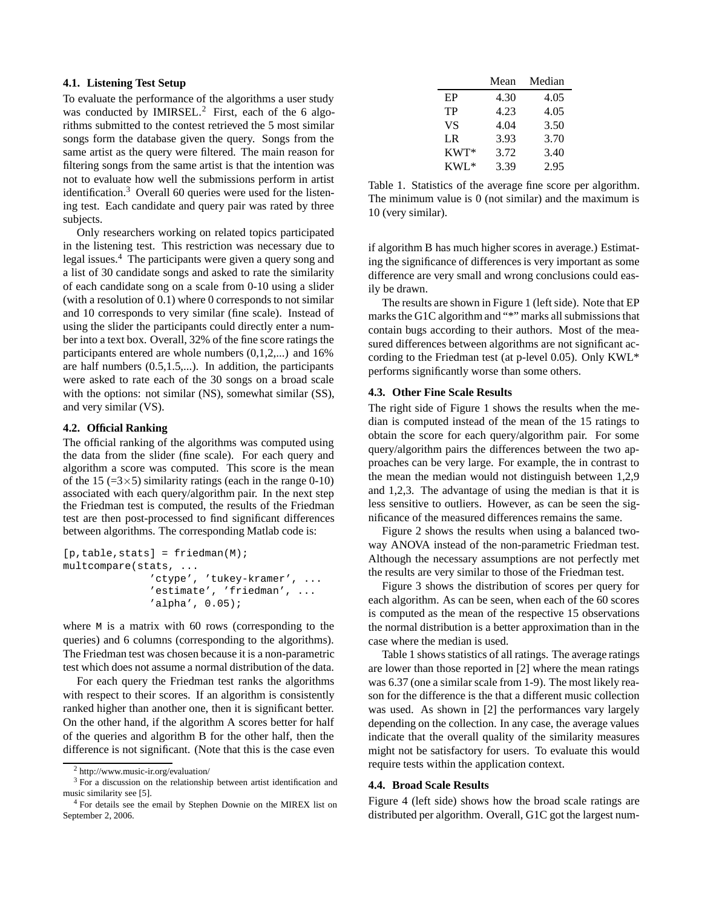### 4.1. Listening Test Setup

To evaluate the performance of the algorithms a user study was conducted by IMIRSEL.[2] First, each of the 6 algorithms submitted to the contest retrieved the 5 most similar songs form the database given the query. Songs from the same artist as the query were filtered. The main reason for filtering songs from the same artist is that the intention was not to evaluate how well the submissions perform in artist identification.[3] Overall 60 queries were used for the listening test. Each candidate and query pair was rated by three subjects.

Only researchers working on related topics participated in the listening test. This restriction was necessary due to legal issues.[4] The participants were given a query song and a list of 30 candidate songs and asked to rate the similarity of each candidate song on a scale from 0-10 using a slider (with a resolution of 0.1) where 0 corresponds to not similar and 10 corresponds to very similar (fine scale). Instead of using the slider the participants could directly enter a number into a text box. Overall, 32% of the fine score ratings the participants entered are whole numbers (0,1,2,...) and 16% are half numbers (0.5,1.5,...). In addition, the participants were asked to rate each of the 30 songs on a broad scale with the options: not similar (NS), somewhat similar (SS), and very similar (VS).

### 4.2. Official Ranking

The official ranking of the algorithms was computed using the data from the slider (fine scale). For each query and algorithm a score was computed. This score is the mean of the 15 ($=3\times5$) similarity ratings (each in the range 0-10) associated with each query/algorithm pair. In the next step the Friedman test is computed, the results of the Friedman test are then post-processed to find significant differences between algorithms. The corresponding Matlab code is:

```
[p,table,stats] = friedman(M);
multcompare(stats, ...
             'ctype', 'tukey-kramer', ...
             'estimate', 'friedman', ...
             'alpha', 0.05);
```

where M is a matrix with 60 rows (corresponding to the queries) and 6 columns (corresponding to the algorithms). The Friedman test was chosen because it is a non-parametric test which does not assume a normal distribution of the data.

For each query the Friedman test ranks the algorithms with respect to their scores. If an algorithm is consistently ranked higher than another one, then it is significant better. On the other hand, if the algorithm A scores better for half of the queries and algorithm B for the other half, then the difference is not significant. (Note that this is the case even if algorithm B has much higher scores in average.) Estimating the significance of differences is very important as some difference are very small and wrong conclusions could easily be drawn.

The results are shown in Figure 1 (left side). Note that EP marks the G1C algorithm and "*" marks all submissions that contain bugs according to their authors. Most of the measured differences between algorithms are not significant according to the Friedman test (at p-level 0.05). Only KWL* performs significantly worse than some others.

|  | Mean | Median |
|---|---|---|
| EP | 4.30 | 4.05 |
| TP | 4.23 | 4.05 |
| VS | 4.04 | 3.50 |
| LR | 3.93 | 3.70 |
| KWT* | 3.72 | 3.40 |
| KWL* | 3.39 | 2.95 |

Table 1. Statistics of the average fine score per algorithm. The minimum value is 0 (not similar) and the maximum is 10 (very similar).

### 4.3. Other Fine Scale Results

The right side of Figure 1 shows the results when the median is computed instead of the mean of the 15 ratings to obtain the score for each query/algorithm pair. For some query/algorithm pairs the differences between the two approaches can be very large. For example, the in contrast to the mean the median would not distinguish between 1,2,9 and 1,2,3. The advantage of using the median is that it is less sensitive to outliers. However, as can be seen the significance of the measured differences remains the same.

Figure 2 shows the results when using a balanced two-way ANOVA instead of the non-parametric Friedman test. Although the necessary assumptions are not perfectly met the results are very similar to those of the Friedman test.

Figure 3 shows the distribution of scores per query for each algorithm. As can be seen, when each of the 60 scores is computed as the mean of the respective 15 observations the normal distribution is a better approximation than in the case where the median is used.

Table 1 shows statistics of all ratings. The average ratings are lower than those reported in [2] where the mean ratings was 6.37 (one a similar scale from 1-9). The most likely reason for the difference is the that a different music collection was used. As shown in [2] the performances vary largely depending on the collection. In any case, the average values indicate that the overall quality of the similarity measures might not be satisfactory for users. To evaluate this would require tests within the application context.

### 4.4. Broad Scale Results

Figure 4 (left side) shows how the broad scale ratings are distributed per algorithm. Overall, G1C got the largest num-

---

[2] http://www.music-ir.org/evaluation/

[3] For a discussion on the relationship between artist identification and music similarity see [5].

[4] For details see the email by Stephen Downie on the MIREX list on September 2, 2006.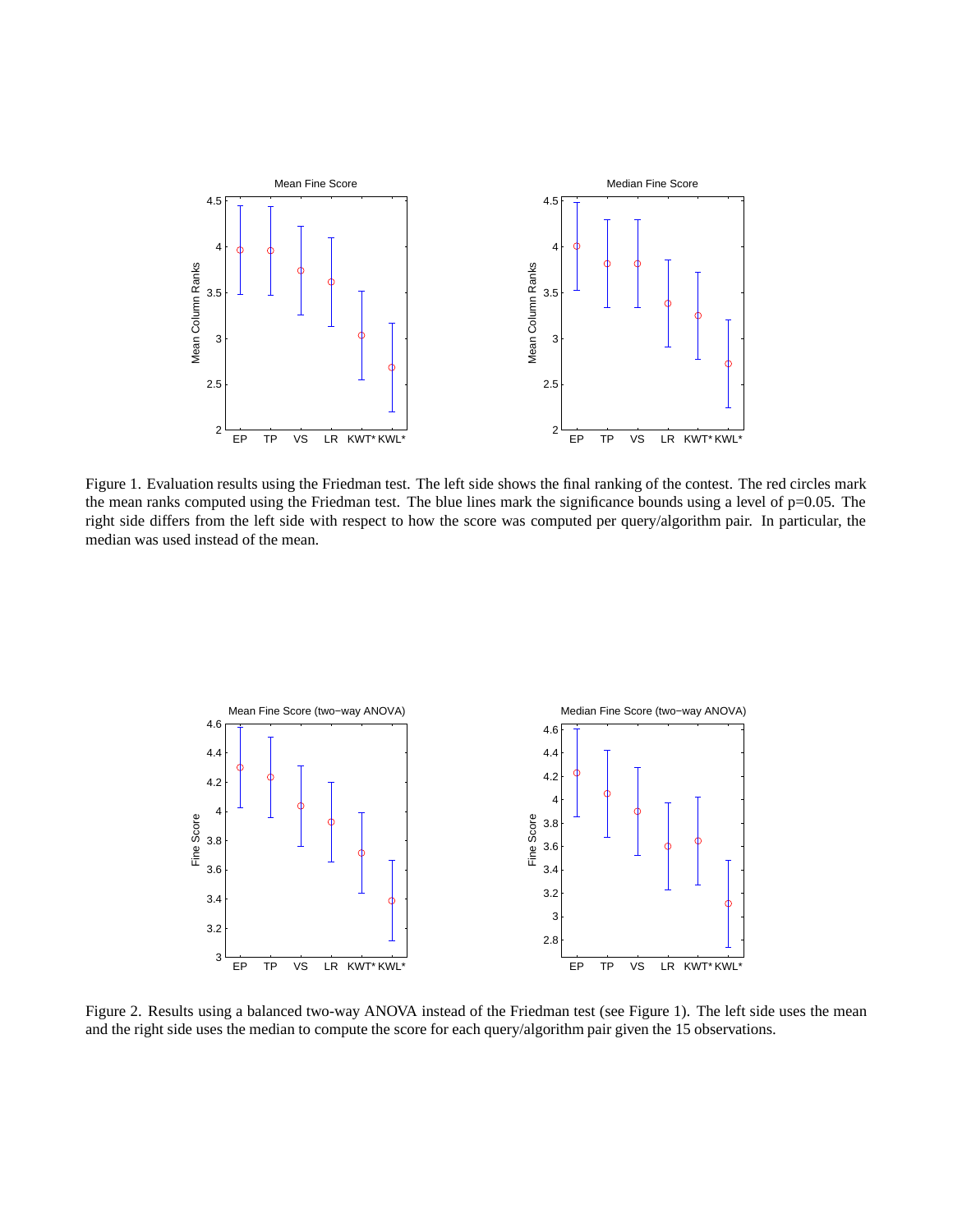Figure 1. Evaluation results using the Friedman test. The left side shows the final ranking of the contest. The red circles mark the mean ranks computed using the Friedman test. The blue lines mark the significance bounds using a level of p=0.05. The right side differs from the left side with respect to how the score was computed per query/algorithm pair. In particular, the median was used instead of the mean.

Figure 2. Results using a balanced two-way ANOVA instead of the Friedman test (see Figure 1). The left side uses the mean and the right side uses the median to compute the score for each query/algorithm pair given the 15 observations.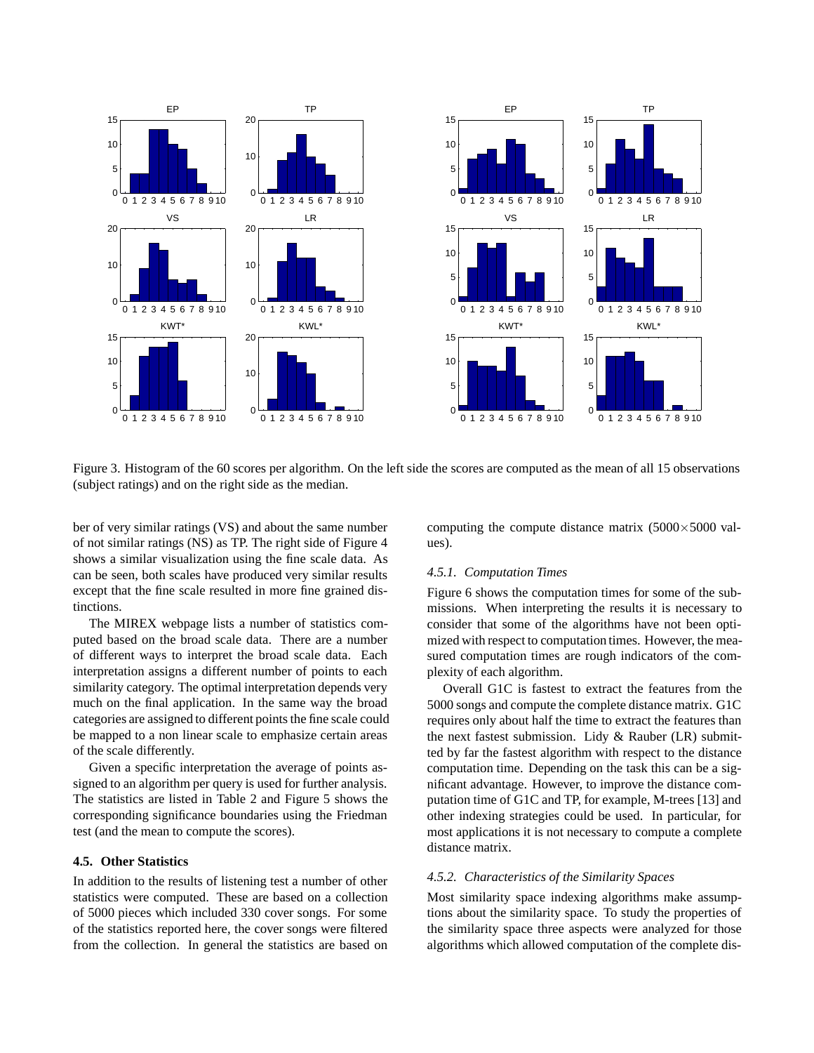Figure 3. Histogram of the 60 scores per algorithm. On the left side the scores are computed as the mean of all 15 observations (subject ratings) and on the right side as the median.

ber of very similar ratings (VS) and about the same number of not similar ratings (NS) as TP. The right side of Figure 4 shows a similar visualization using the fine scale data. As can be seen, both scales have produced very similar results except that the fine scale resulted in more fine grained distinctions.

The MIREX webpage lists a number of statistics computed based on the broad scale data. There are a number of different ways to interpret the broad scale data. Each interpretation assigns a different number of points to each similarity category. The optimal interpretation depends very much on the final application. In the same way the broad categories are assigned to different points the fine scale could be mapped to a non linear scale to emphasize certain areas of the scale differently.

Given a specific interpretation the average of points assigned to an algorithm per query is used for further analysis. The statistics are listed in Table 2 and Figure 5 shows the corresponding significance boundaries using the Friedman test (and the mean to compute the scores).

### 4.5. Other Statistics

In addition to the results of listening test a number of other statistics were computed. These are based on a collection of 5000 pieces which included 330 cover songs. For some of the statistics reported here, the cover songs were filtered from the collection. In general the statistics are based on computing the compute distance matrix ($5000\times5000$ values).

#### 4.5.1. Computation Times

Figure 6 shows the computation times for some of the submissions. When interpreting the results it is necessary to consider that some of the algorithms have not been optimized with respect to computation times. However, the measured computation times are rough indicators of the complexity of each algorithm.

Overall G1C is fastest to extract the features from the 5000 songs and compute the complete distance matrix. G1C requires only about half the time to extract the features than the next fastest submission. Lidy & Rauber (LR) submitted by far the fastest algorithm with respect to the distance computation time. Depending on the task this can be a significant advantage. However, to improve the distance computation time of G1C and TP, for example, M-trees [13] and other indexing strategies could be used. In particular, for most applications it is not necessary to compute a complete distance matrix.

#### 4.5.2. Characteristics of the Similarity Spaces

Most similarity space indexing algorithms make assumptions about the similarity space. To study the properties of the similarity space three aspects were analyzed for those algorithms which allowed computation of the complete dis-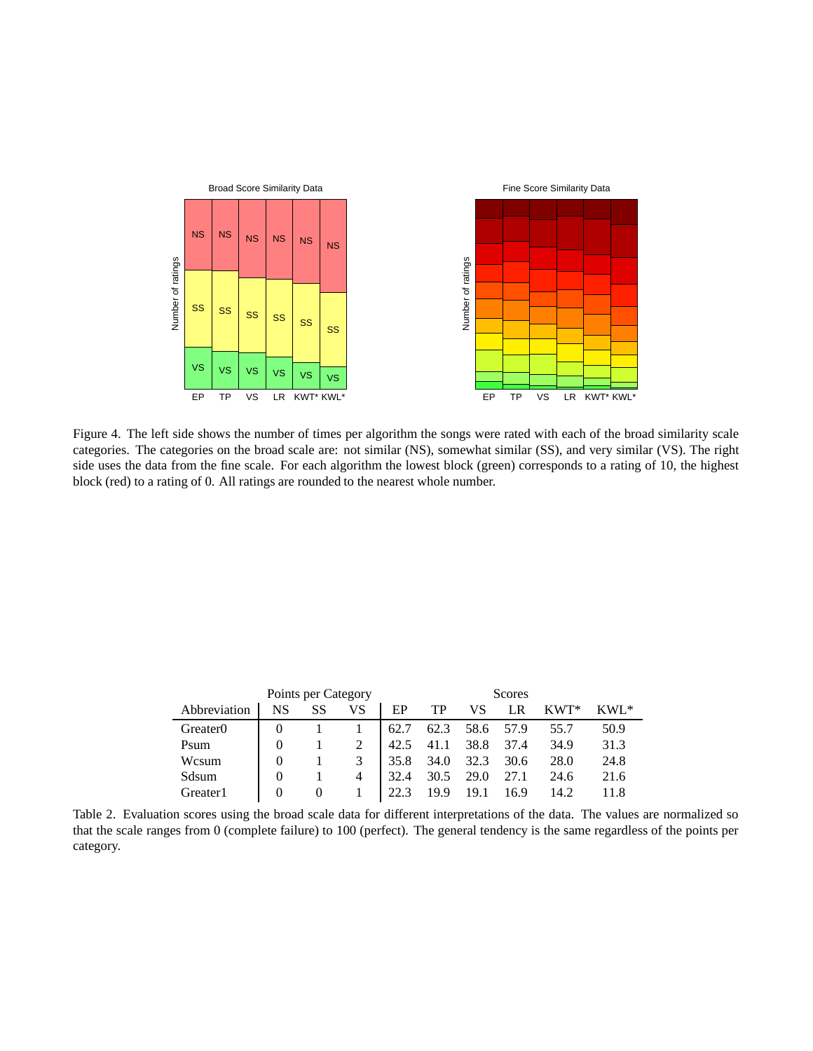Figure 4. The left side shows the number of times per algorithm the songs were rated with each of the broad similarity scale categories. The categories on the broad scale are: not similar (NS), somewhat similar (SS), and very similar (VS). The right side uses the data from the fine scale. For each algorithm the lowest block (green) corresponds to a rating of 10, the highest block (red) to a rating of 0. All ratings are rounded to the nearest whole number.

| | Points per Category | | | Scores | | | | | |
|---|---|---|---|---|---|---|---|---|---|
| Abbreviation | NS | SS | VS | EP | TP | VS | LR | KWT* | KWL* |
| Greater0 | 0 | 1 | 1 | 62.7 | 62.3 | 58.6 | 57.9 | 55.7 | 50.9 |
| Psum | 0 | 1 | 2 | 42.5 | 41.1 | 38.8 | 37.4 | 34.9 | 31.3 |
| Wcsum | 0 | 1 | 3 | 35.8 | 34.0 | 32.3 | 30.6 | 28.0 | 24.8 |
| Sdsum | 0 | 1 | 4 | 32.4 | 30.5 | 29.0 | 27.1 | 24.6 | 21.6 |
| Greater1 | 0 | 0 | 1 | 22.3 | 19.9 | 19.1 | 16.9 | 14.2 | 11.8 |

Table 2. Evaluation scores using the broad scale data for different interpretations of the data. The values are normalized so that the scale ranges from 0 (complete failure) to 100 (perfect). The general tendency is the same regardless of the points per category.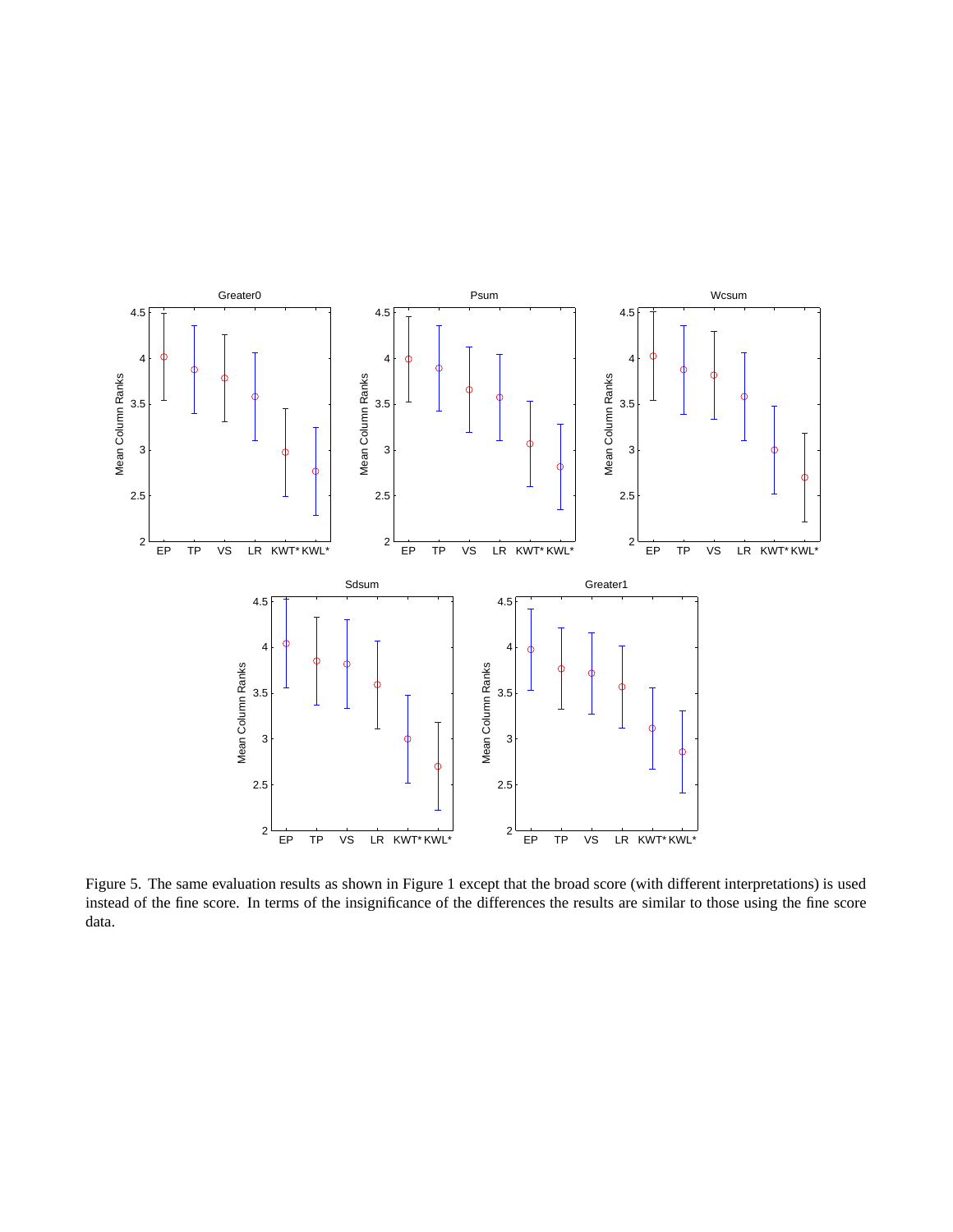Figure 5. The same evaluation results as shown in Figure 1 except that the broad score (with different interpretations) is used instead of the fine score. In terms of the insignificance of the differences the results are similar to those using the fine score data.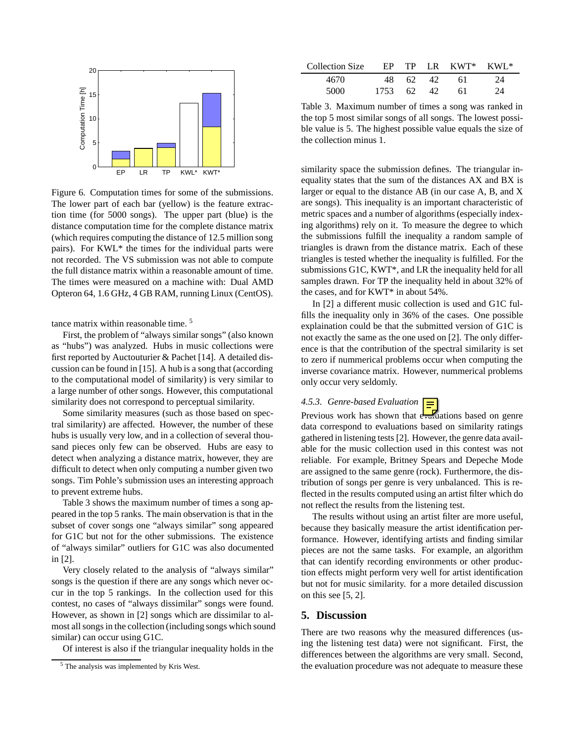Figure 6. Computation times for some of the submissions. The lower part of each bar (yellow) is the feature extraction time (for 5000 songs). The upper part (blue) is the distance computation time for the complete distance matrix (which requires computing the distance of 12.5 million song pairs). For KWL* the times for the individual parts were not recorded. The VS submission was not able to compute the full distance matrix within a reasonable amount of time. The times were measured on a machine with: Dual AMD Opteron 64, 1.6 GHz, 4 GB RAM, running Linux (CentOS).

tance matrix within reasonable time. [5]

First, the problem of "always similar songs" (also known as "hubs") was analyzed. Hubs in music collections were first reported by Auctouturier & Pachet [14]. A detailed discussion can be found in [15]. A hub is a song that (according to the computational model of similarity) is very similar to a large number of other songs. However, this computational similarity does not correspond to perceptual similarity.

Some similarity measures (such as those based on spectral similarity) are affected. However, the number of these hubs is usually very low, and in a collection of several thousand pieces only few can be observed. Hubs are easy to detect when analyzing a distance matrix, however, they are difficult to detect when only computing a number given two songs. Tim Pohle's submission uses an interesting approach to prevent extreme hubs.

Table 3 shows the maximum number of times a song appeared in the top 5 ranks. The main observation is that in the subset of cover songs one "always similar" song appeared for G1C but not for the other submissions. The existence of "always similar" outliers for G1C was also documented in [2].

Very closely related to the analysis of "always similar" songs is the question if there are any songs which never occur in the top 5 rankings. In the collection used for this contest, no cases of "always dissimilar" songs were found. However, as shown in [2] songs which are dissimilar to almost all songs in the collection (including songs which sound similar) can occur using G1C.

Of interest is also if the triangular inequality holds in the

[5] The analysis was implemented by Kris West.

| Collection Size | EP | TP | LR | KWT* | KWL* |
|---|---|---|---|---|---|
| 4670 | 48 | 62 | 42 | 61 | 24 |
| 5000 | 1753 | 62 | 42 | 61 | 24 |

Table 3. Maximum number of times a song was ranked in the top 5 most similar songs of all songs. The lowest possible value is 5. The highest possible value equals the size of the collection minus 1.

similarity space the submission defines. The triangular inequality states that the sum of the distances AX and BX is larger or equal to the distance AB (in our case A, B, and X are songs). This inequality is an important characteristic of metric spaces and a number of algorithms (especially indexing algorithms) rely on it. To measure the degree to which the submissions fulfill the inequality a random sample of triangles is drawn from the distance matrix. Each of these triangles is tested whether the inequality is fulfilled. For the submissions G1C, KWT*, and LR the inequality held for all samples drawn. For TP the inequality held in about 32% of the cases, and for KWT* in about 54%.

In [2] a different music collection is used and G1C fulfills the inequality only in 36% of the cases. One possible explaination could be that the submitted version of G1C is not exactly the same as the one used on [2]. The only difference is that the contribution of the spectral similarity is set to zero if nummerical problems occur when computing the inverse covariance matrix. However, nummerical problems only occur very seldomly.

#### 4.5.3. Genre-based Evaluation

Previous work has shown that evaluations based on genre data correspond to evaluations based on similarity ratings gathered in listening tests [2]. However, the genre data available for the music collection used in this contest was not reliable. For example, Britney Spears and Depeche Mode are assigned to the same genre (rock). Furthermore, the distribution of songs per genre is very unbalanced. This is reflected in the results computed using an artist filter which do not reflect the results from the listening test.

The results without using an artist filter are more useful, because they basically measure the artist identification performance. However, identifying artists and finding similar pieces are not the same tasks. For example, an algorithm that can identify recording environments or other production effects might perform very well for artist identification but not for music similarity. for a more detailed discussion on this see [5, 2].

## 5. Discussion

There are two reasons why the measured differences (using the listening test data) were not significant. First, the differences between the algorithms are very small. Second, the evaluation procedure was not adequate to measure these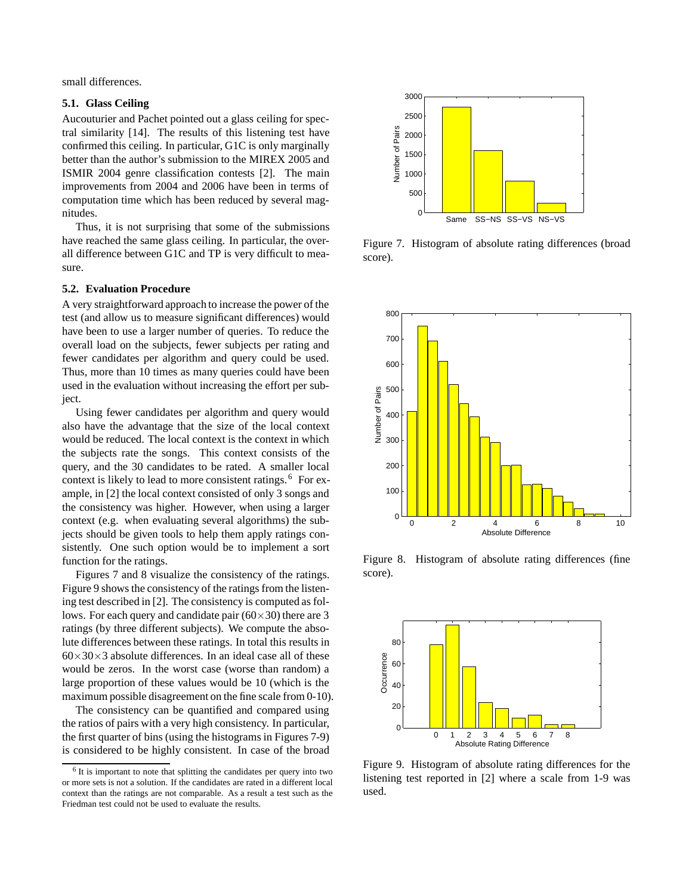small differences.

### 5.1. Glass Ceiling

Aucouturier and Pachet pointed out a glass ceiling for spectral similarity [14]. The results of this listening test have confirmed this ceiling. In particular, G1C is only marginally better than the author's submission to the MIREX 2005 and ISMIR 2004 genre classification contests [2]. The main improvements from 2004 and 2006 have been in terms of computation time which has been reduced by several magnitudes.

Thus, it is not surprising that some of the submissions have reached the same glass ceiling. In particular, the overall difference between G1C and TP is very difficult to measure.

### 5.2. Evaluation Procedure

A very straightforward approach to increase the power of the test (and allow us to measure significant differences) would have been to use a larger number of queries. To reduce the overall load on the subjects, fewer subjects per rating and fewer candidates per algorithm and query could be used. Thus, more than 10 times as many queries could have been used in the evaluation without increasing the effort per subject.

Using fewer candidates per algorithm and query would also have the advantage that the size of the local context would be reduced. The local context is the context in which the subjects rate the songs. This context consists of the query, and the 30 candidates to be rated. A smaller local context is likely to lead to more consistent ratings.[6] For example, in [2] the local context consisted of only 3 songs and the consistency was higher. However, when using a larger context (e.g. when evaluating several algorithms) the subjects should be given tools to help them apply ratings consistently. One such option would be to implement a sort function for the ratings.

Figures 7 and 8 visualize the consistency of the ratings. Figure 9 shows the consistency of the ratings from the listening test described in [2]. The consistency is computed as follows. For each query and candidate pair ($60 \times 30$) there are 3 ratings (by three different subjects). We compute the absolute differences between these ratings. In total this results in $60 \times 30 \times 3$ absolute differences. In an ideal case all of these would be zeros. In the worst case (worse than random) a large proportion of these values would be 10 (which is the maximum possible disagreement on the fine scale from 0-10).

The consistency can be quantified and compared using the ratios of pairs with a very high consistency. In particular, the first quarter of bins (using the histograms in Figures 7-9) is considered to be highly consistent. In case of the broad

Figure 7. Histogram of absolute rating differences (broad score).

Figure 8. Histogram of absolute rating differences (fine score).

Figure 9. Histogram of absolute rating differences for the listening test reported in [2] where a scale from 1-9 was used.

[6] It is important to note that splitting the candidates per query into two or more sets is not a solution. If the candidates are rated in a different local context than the ratings are not comparable. As a result a test such as the Friedman test could not be used to evaluate the results.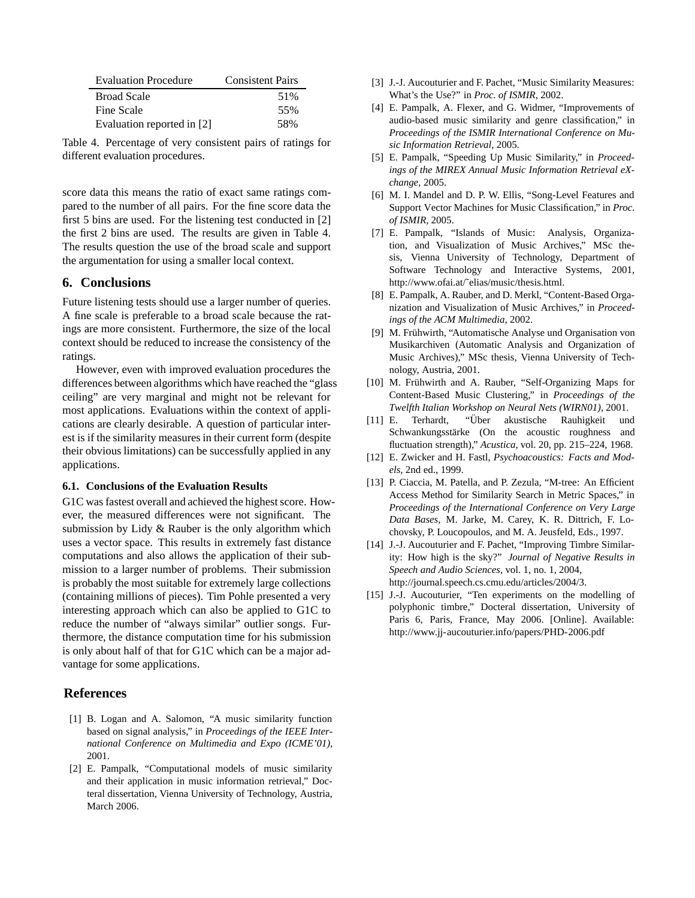| Evaluation Procedure | Consistent Pairs |
| --- | --- |
| Broad Scale | 51% |
| Fine Scale | 55% |
| Evaluation reported in [2] | 58% |

Table 4. Percentage of very consistent pairs of ratings for different evaluation procedures.

score data this means the ratio of exact same ratings compared to the number of all pairs. For the fine score data the first 5 bins are used. For the listening test conducted in [2] the first 2 bins are used. The results are given in Table 4. The results question the use of the broad scale and support the argumentation for using a smaller local context.

## 6. Conclusions

Future listening tests should use a larger number of queries. A fine scale is preferable to a broad scale because the ratings are more consistent. Furthermore, the size of the local context should be reduced to increase the consistency of the ratings.

However, even with improved evaluation procedures the differences between algorithms which have reached the "glass ceiling" are very marginal and might not be relevant for most applications. Evaluations within the context of applications are clearly desirable. A question of particular interest is if the similarity measures in their current form (despite their obvious limitations) can be successfully applied in any applications.

### 6.1. Conclusions of the Evaluation Results

G1C was fastest overall and achieved the highest score. However, the measured differences were not significant. The submission by Lidy & Rauber is the only algorithm which uses a vector space. This results in extremely fast distance computations and also allows the application of their submission to a larger number of problems. Their submission is probably the most suitable for extremely large collections (containing millions of pieces). Tim Pohle presented a very interesting approach which can also be applied to G1C to reduce the number of "always similar" outlier songs. Furthermore, the distance computation time for his submission is only about half of that for G1C which can be a major advantage for some applications.

## References

[1] B. Logan and A. Salomon, "A music similarity function based on signal analysis," in *Proceedings of the IEEE International Conference on Multimedia and Expo (ICME'01)*, 2001.

[2] E. Pampalk, "Computational models of music similarity and their application in music information retrieval," Docteral dissertation, Vienna University of Technology, Austria, March 2006.

[3] J.-J. Aucouturier and F. Pachet, "Music Similarity Measures: What's the Use?" in *Proc. of ISMIR*, 2002.

[4] E. Pampalk, A. Flexer, and G. Widmer, "Improvements of audio-based music similarity and genre classification," in *Proceedings of the ISMIR International Conference on Music Information Retrieval*, 2005.

[5] E. Pampalk, "Speeding Up Music Similarity," in *Proceedings of the MIREX Annual Music Information Retrieval eXchange*, 2005.

[6] M. I. Mandel and D. P. W. Ellis, "Song-Level Features and Support Vector Machines for Music Classification," in *Proc. of ISMIR*, 2005.

[7] E. Pampalk, "Islands of Music: Analysis, Organization, and Visualization of Music Archives," MSc thesis, Vienna University of Technology, Department of Software Technology and Interactive Systems, 2001, http://www.ofai.at/~elias/music/thesis.html.

[8] E. Pampalk, A. Rauber, and D. Merkl, "Content-Based Organization and Visualization of Music Archives," in *Proceedings of the ACM Multimedia*, 2002.

[9] M. Frühwirth, "Automatische Analyse und Organisation von Musikarchiven (Automatic Analysis and Organization of Music Archives)," MSc thesis, Vienna University of Technology, Austria, 2001.

[10] M. Frühwirth and A. Rauber, "Self-Organizing Maps for Content-Based Music Clustering," in *Proceedings of the Twelfth Italian Workshop on Neural Nets (WIRN01)*, 2001.

[11] E. Terhardt, "Über akustische Rauhigkeit und Schwankungsstärke (On the acoustic roughness and fluctuation strength)," *Acustica*, vol. 20, pp. 215–224, 1968.

[12] E. Zwicker and H. Fastl, *Psychoacoustics: Facts and Models*, 2nd ed., 1999.

[13] P. Ciaccia, M. Patella, and P. Zezula, "M-tree: An Efficient Access Method for Similarity Search in Metric Spaces," in *Proceedings of the International Conference on Very Large Data Bases*, M. Jarke, M. Carey, K. R. Dittrich, F. Lochovsky, P. Loucopoulos, and M. A. Jeusfeld, Eds., 1997.

[14] J.-J. Aucouturier and F. Pachet, "Improving Timbre Similarity: How high is the sky?" *Journal of Negative Results in Speech and Audio Sciences*, vol. 1, no. 1, 2004, http://journal.speech.cs.cmu.edu/articles/2004/3.

[15] J.-J. Aucouturier, "Ten experiments on the modelling of polyphonic timbre," Docteral dissertation, University of Paris 6, Paris, France, May 2006. [Online]. Available: http://www.jj-aucouturier.info/papers/PHD-2006.pdf